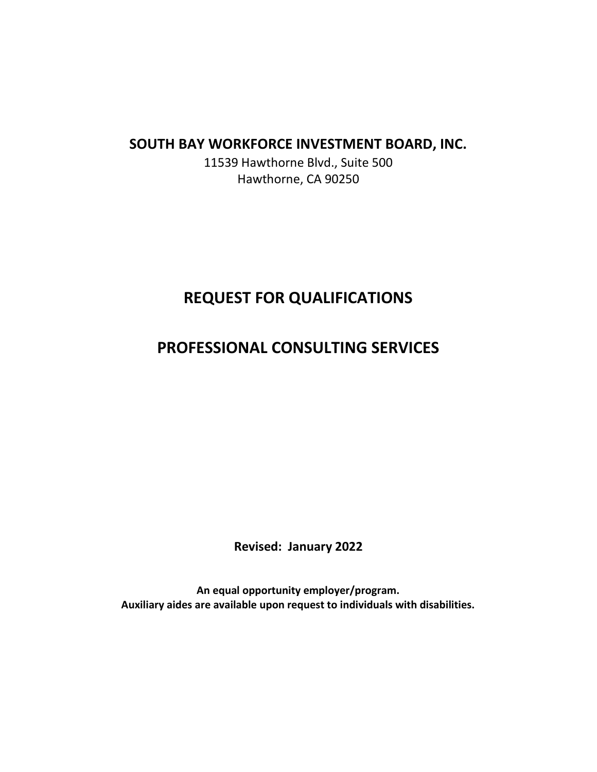**SOUTH BAY WORKFORCE INVESTMENT BOARD, INC.**

11539 Hawthorne Blvd., Suite 500
Hawthorne, CA 90250

# REQUEST FOR QUALIFICATIONS

# PROFESSIONAL CONSULTING SERVICES

**Revised: January 2022**

**An equal opportunity employer/program.**
**Auxiliary aides are available upon request to individuals with disabilities.**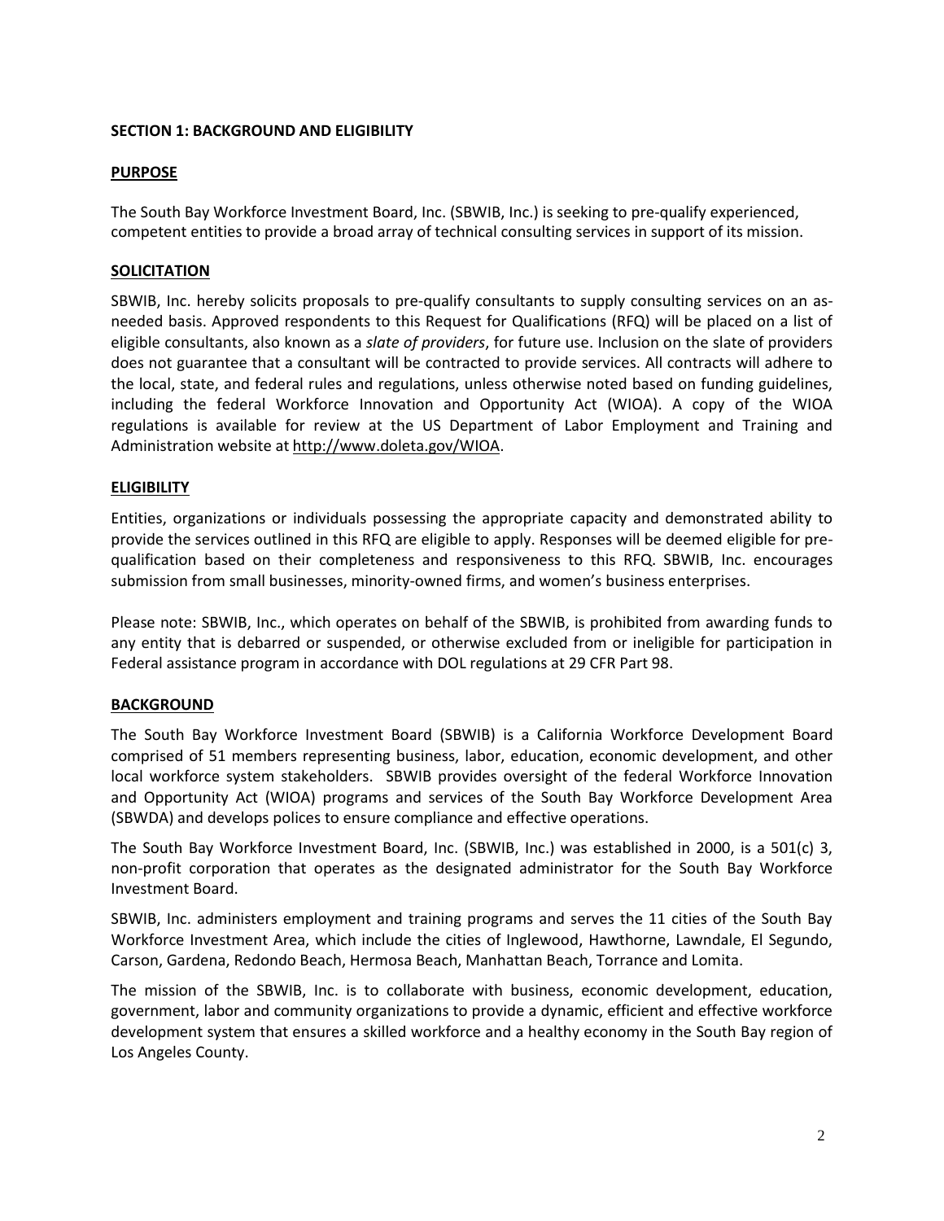## SECTION 1: BACKGROUND AND ELIGIBILITY

### PURPOSE

The South Bay Workforce Investment Board, Inc. (SBWIB, Inc.) is seeking to pre-qualify experienced, competent entities to provide a broad array of technical consulting services in support of its mission.

### SOLICITATION

SBWIB, Inc. hereby solicits proposals to pre-qualify consultants to supply consulting services on an as-needed basis. Approved respondents to this Request for Qualifications (RFQ) will be placed on a list of eligible consultants, also known as a *slate of providers*, for future use. Inclusion on the slate of providers does not guarantee that a consultant will be contracted to provide services. All contracts will adhere to the local, state, and federal rules and regulations, unless otherwise noted based on funding guidelines, including the federal Workforce Innovation and Opportunity Act (WIOA). A copy of the WIOA regulations is available for review at the US Department of Labor Employment and Training and Administration website at http://www.doleta.gov/WIOA.

### ELIGIBILITY

Entities, organizations or individuals possessing the appropriate capacity and demonstrated ability to provide the services outlined in this RFQ are eligible to apply. Responses will be deemed eligible for pre-qualification based on their completeness and responsiveness to this RFQ. SBWIB, Inc. encourages submission from small businesses, minority-owned firms, and women's business enterprises.

Please note: SBWIB, Inc., which operates on behalf of the SBWIB, is prohibited from awarding funds to any entity that is debarred or suspended, or otherwise excluded from or ineligible for participation in Federal assistance program in accordance with DOL regulations at 29 CFR Part 98.

### BACKGROUND

The South Bay Workforce Investment Board (SBWIB) is a California Workforce Development Board comprised of 51 members representing business, labor, education, economic development, and other local workforce system stakeholders. SBWIB provides oversight of the federal Workforce Innovation and Opportunity Act (WIOA) programs and services of the South Bay Workforce Development Area (SBWDA) and develops polices to ensure compliance and effective operations.

The South Bay Workforce Investment Board, Inc. (SBWIB, Inc.) was established in 2000, is a 501(c) 3, non-profit corporation that operates as the designated administrator for the South Bay Workforce Investment Board.

SBWIB, Inc. administers employment and training programs and serves the 11 cities of the South Bay Workforce Investment Area, which include the cities of Inglewood, Hawthorne, Lawndale, El Segundo, Carson, Gardena, Redondo Beach, Hermosa Beach, Manhattan Beach, Torrance and Lomita.

The mission of the SBWIB, Inc. is to collaborate with business, economic development, education, government, labor and community organizations to provide a dynamic, efficient and effective workforce development system that ensures a skilled workforce and a healthy economy in the South Bay region of Los Angeles County.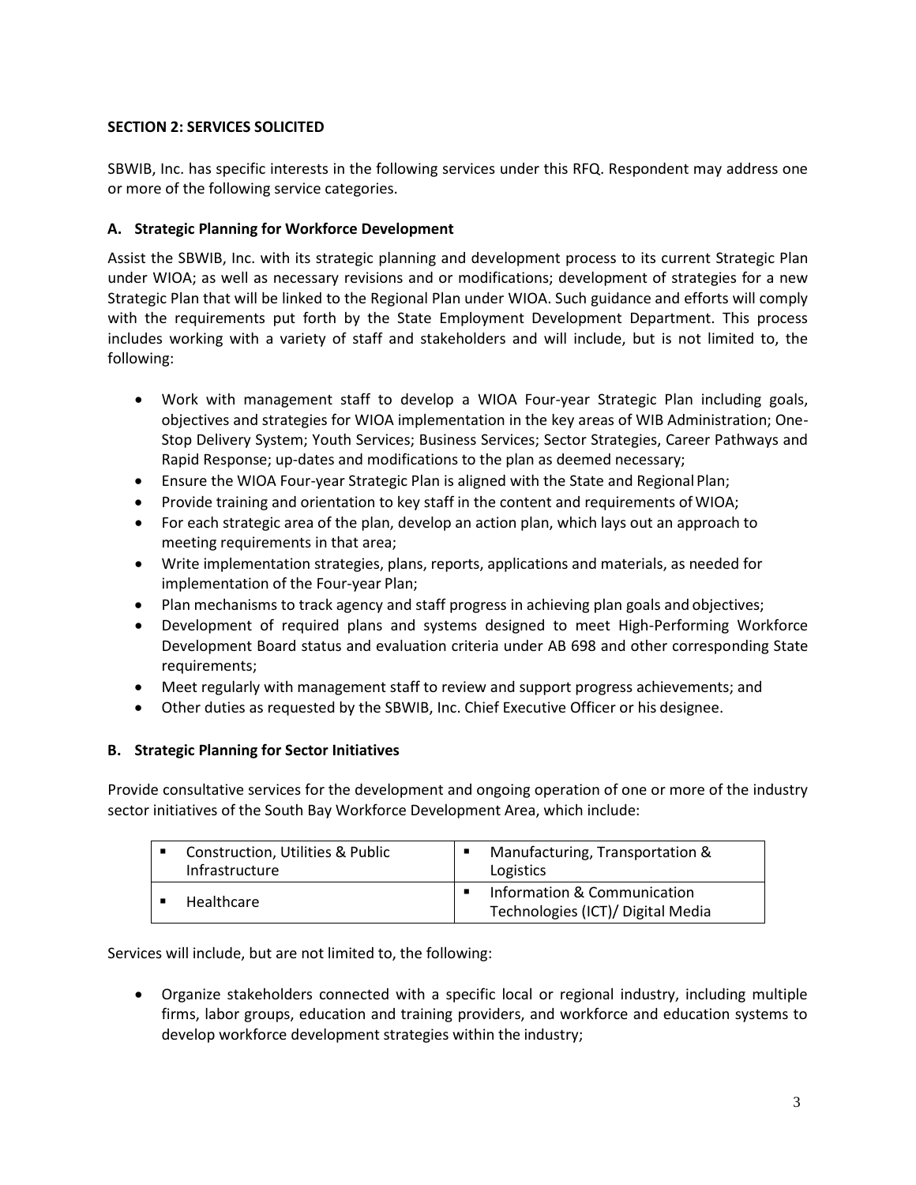## SECTION 2: SERVICES SOLICITED

SBWIB, Inc. has specific interests in the following services under this RFQ. Respondent may address one or more of the following service categories.

### A. Strategic Planning for Workforce Development

Assist the SBWIB, Inc. with its strategic planning and development process to its current Strategic Plan under WIOA; as well as necessary revisions and or modifications; development of strategies for a new Strategic Plan that will be linked to the Regional Plan under WIOA. Such guidance and efforts will comply with the requirements put forth by the State Employment Development Department. This process includes working with a variety of staff and stakeholders and will include, but is not limited to, the following:

- Work with management staff to develop a WIOA Four-year Strategic Plan including goals, objectives and strategies for WIOA implementation in the key areas of WIB Administration; One-Stop Delivery System; Youth Services; Business Services; Sector Strategies, Career Pathways and Rapid Response; up-dates and modifications to the plan as deemed necessary;
- Ensure the WIOA Four-year Strategic Plan is aligned with the State and Regional Plan;
- Provide training and orientation to key staff in the content and requirements of WIOA;
- For each strategic area of the plan, develop an action plan, which lays out an approach to meeting requirements in that area;
- Write implementation strategies, plans, reports, applications and materials, as needed for implementation of the Four-year Plan;
- Plan mechanisms to track agency and staff progress in achieving plan goals and objectives;
- Development of required plans and systems designed to meet High-Performing Workforce Development Board status and evaluation criteria under AB 698 and other corresponding State requirements;
- Meet regularly with management staff to review and support progress achievements; and
- Other duties as requested by the SBWIB, Inc. Chief Executive Officer or his designee.

### B. Strategic Planning for Sector Initiatives

Provide consultative services for the development and ongoing operation of one or more of the industry sector initiatives of the South Bay Workforce Development Area, which include:

| | |
|---|---|
| ▪ Construction, Utilities & Public Infrastructure | ▪ Manufacturing, Transportation & Logistics |
| ▪ Healthcare | ▪ Information & Communication Technologies (ICT)/ Digital Media |

Services will include, but are not limited to, the following:

- Organize stakeholders connected with a specific local or regional industry, including multiple firms, labor groups, education and training providers, and workforce and education systems to develop workforce development strategies within the industry;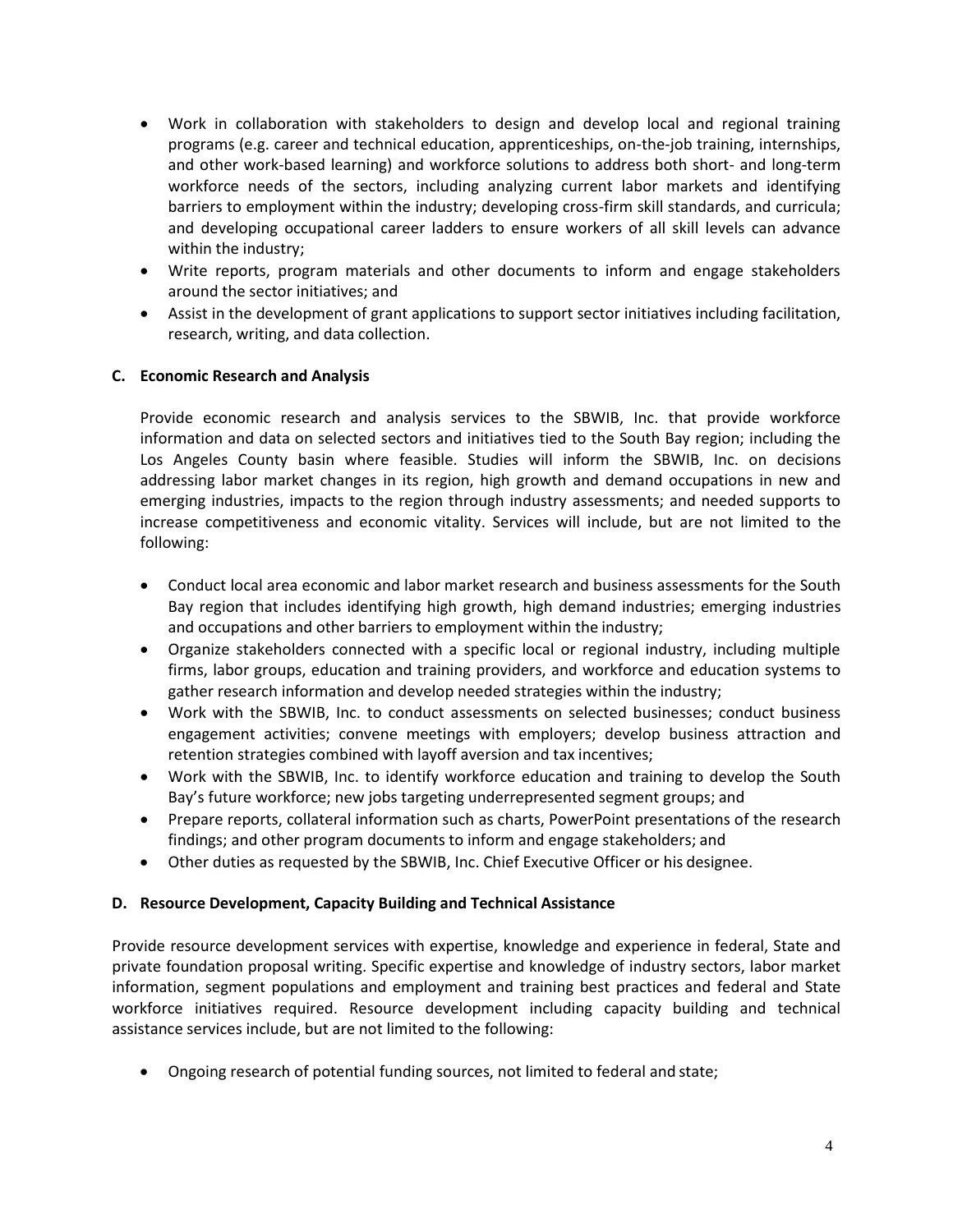- Work in collaboration with stakeholders to design and develop local and regional training programs (e.g. career and technical education, apprenticeships, on-the-job training, internships, and other work-based learning) and workforce solutions to address both short- and long-term workforce needs of the sectors, including analyzing current labor markets and identifying barriers to employment within the industry; developing cross-firm skill standards, and curricula; and developing occupational career ladders to ensure workers of all skill levels can advance within the industry;
- Write reports, program materials and other documents to inform and engage stakeholders around the sector initiatives; and
- Assist in the development of grant applications to support sector initiatives including facilitation, research, writing, and data collection.

**C. Economic Research and Analysis**

Provide economic research and analysis services to the SBWIB, Inc. that provide workforce information and data on selected sectors and initiatives tied to the South Bay region; including the Los Angeles County basin where feasible. Studies will inform the SBWIB, Inc. on decisions addressing labor market changes in its region, high growth and demand occupations in new and emerging industries, impacts to the region through industry assessments; and needed supports to increase competitiveness and economic vitality. Services will include, but are not limited to the following:

- Conduct local area economic and labor market research and business assessments for the South Bay region that includes identifying high growth, high demand industries; emerging industries and occupations and other barriers to employment within the industry;
- Organize stakeholders connected with a specific local or regional industry, including multiple firms, labor groups, education and training providers, and workforce and education systems to gather research information and develop needed strategies within the industry;
- Work with the SBWIB, Inc. to conduct assessments on selected businesses; conduct business engagement activities; convene meetings with employers; develop business attraction and retention strategies combined with layoff aversion and tax incentives;
- Work with the SBWIB, Inc. to identify workforce education and training to develop the South Bay's future workforce; new jobs targeting underrepresented segment groups; and
- Prepare reports, collateral information such as charts, PowerPoint presentations of the research findings; and other program documents to inform and engage stakeholders; and
- Other duties as requested by the SBWIB, Inc. Chief Executive Officer or his designee.

**D. Resource Development, Capacity Building and Technical Assistance**

Provide resource development services with expertise, knowledge and experience in federal, State and private foundation proposal writing. Specific expertise and knowledge of industry sectors, labor market information, segment populations and employment and training best practices and federal and State workforce initiatives required. Resource development including capacity building and technical assistance services include, but are not limited to the following:

- Ongoing research of potential funding sources, not limited to federal and state;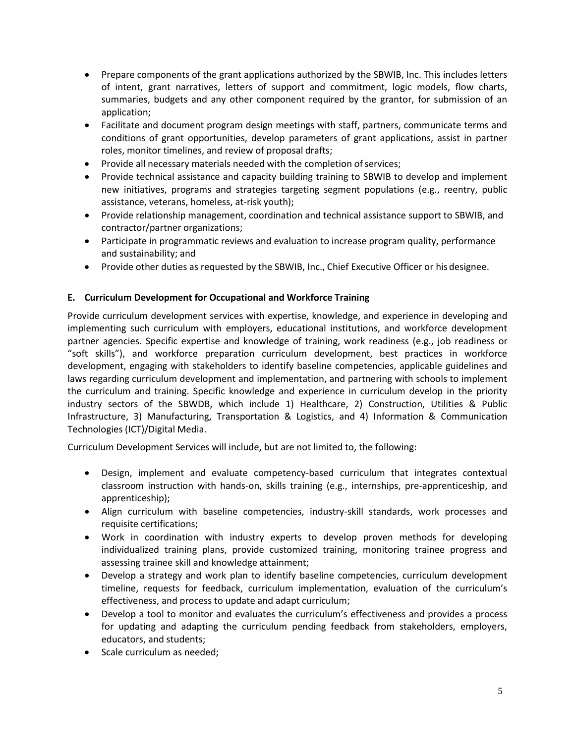- Prepare components of the grant applications authorized by the SBWIB, Inc. This includes letters of intent, grant narratives, letters of support and commitment, logic models, flow charts, summaries, budgets and any other component required by the grantor, for submission of an application;
- Facilitate and document program design meetings with staff, partners, communicate terms and conditions of grant opportunities, develop parameters of grant applications, assist in partner roles, monitor timelines, and review of proposal drafts;
- Provide all necessary materials needed with the completion of services;
- Provide technical assistance and capacity building training to SBWIB to develop and implement new initiatives, programs and strategies targeting segment populations (e.g., reentry, public assistance, veterans, homeless, at-risk youth);
- Provide relationship management, coordination and technical assistance support to SBWIB, and contractor/partner organizations;
- Participate in programmatic reviews and evaluation to increase program quality, performance and sustainability; and
- Provide other duties as requested by the SBWIB, Inc., Chief Executive Officer or his designee.

**E. Curriculum Development for Occupational and Workforce Training**

Provide curriculum development services with expertise, knowledge, and experience in developing and implementing such curriculum with employers, educational institutions, and workforce development partner agencies. Specific expertise and knowledge of training, work readiness (e.g., job readiness or "soft skills"), and workforce preparation curriculum development, best practices in workforce development, engaging with stakeholders to identify baseline competencies, applicable guidelines and laws regarding curriculum development and implementation, and partnering with schools to implement the curriculum and training. Specific knowledge and experience in curriculum develop in the priority industry sectors of the SBWDB, which include 1) Healthcare, 2) Construction, Utilities & Public Infrastructure, 3) Manufacturing, Transportation & Logistics, and 4) Information & Communication Technologies (ICT)/Digital Media.

Curriculum Development Services will include, but are not limited to, the following:

- Design, implement and evaluate competency-based curriculum that integrates contextual classroom instruction with hands-on, skills training (e.g., internships, pre-apprenticeship, and apprenticeship);
- Align curriculum with baseline competencies, industry-skill standards, work processes and requisite certifications;
- Work in coordination with industry experts to develop proven methods for developing individualized training plans, provide customized training, monitoring trainee progress and assessing trainee skill and knowledge attainment;
- Develop a strategy and work plan to identify baseline competencies, curriculum development timeline, requests for feedback, curriculum implementation, evaluation of the curriculum's effectiveness, and process to update and adapt curriculum;
- Develop a tool to monitor and evaluate~~s~~ the curriculum's effectiveness and provide~~s~~ a process for updating and adapting the curriculum pending feedback from stakeholders, employers, educators, and students;
- Scale curriculum as needed;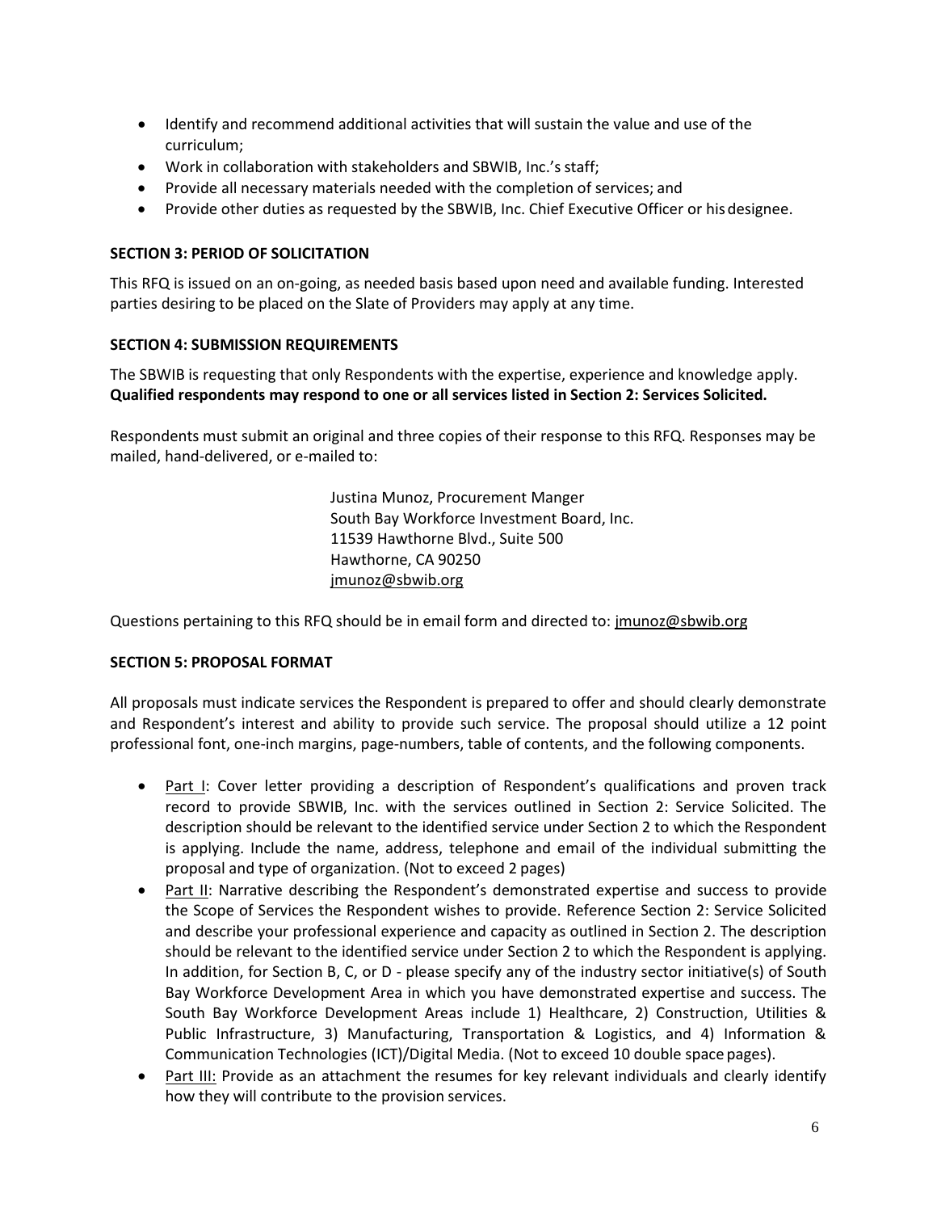- Identify and recommend additional activities that will sustain the value and use of the curriculum;
- Work in collaboration with stakeholders and SBWIB, Inc.'s staff;
- Provide all necessary materials needed with the completion of services; and
- Provide other duties as requested by the SBWIB, Inc. Chief Executive Officer or his designee.

**SECTION 3: PERIOD OF SOLICITATION**

This RFQ is issued on an on-going, as needed basis based upon need and available funding. Interested parties desiring to be placed on the Slate of Providers may apply at any time.

**SECTION 4: SUBMISSION REQUIREMENTS**

The SBWIB is requesting that only Respondents with the expertise, experience and knowledge apply. **Qualified respondents may respond to one or all services listed in Section 2: Services Solicited.**

Respondents must submit an original and three copies of their response to this RFQ. Responses may be mailed, hand-delivered, or e-mailed to:

Justina Munoz, Procurement Manger
South Bay Workforce Investment Board, Inc.
11539 Hawthorne Blvd., Suite 500
Hawthorne, CA 90250
jmunoz@sbwib.org

Questions pertaining to this RFQ should be in email form and directed to: jmunoz@sbwib.org

**SECTION 5: PROPOSAL FORMAT**

All proposals must indicate services the Respondent is prepared to offer and should clearly demonstrate and Respondent's interest and ability to provide such service. The proposal should utilize a 12 point professional font, one-inch margins, page-numbers, table of contents, and the following components.

- Part I: Cover letter providing a description of Respondent's qualifications and proven track record to provide SBWIB, Inc. with the services outlined in Section 2: Service Solicited. The description should be relevant to the identified service under Section 2 to which the Respondent is applying. Include the name, address, telephone and email of the individual submitting the proposal and type of organization. (Not to exceed 2 pages)
- Part II: Narrative describing the Respondent's demonstrated expertise and success to provide the Scope of Services the Respondent wishes to provide. Reference Section 2: Service Solicited and describe your professional experience and capacity as outlined in Section 2. The description should be relevant to the identified service under Section 2 to which the Respondent is applying. In addition, for Section B, C, or D - please specify any of the industry sector initiative(s) of South Bay Workforce Development Area in which you have demonstrated expertise and success. The South Bay Workforce Development Areas include 1) Healthcare, 2) Construction, Utilities & Public Infrastructure, 3) Manufacturing, Transportation & Logistics, and 4) Information & Communication Technologies (ICT)/Digital Media. (Not to exceed 10 double space pages).
- Part III: Provide as an attachment the resumes for key relevant individuals and clearly identify how they will contribute to the provision services.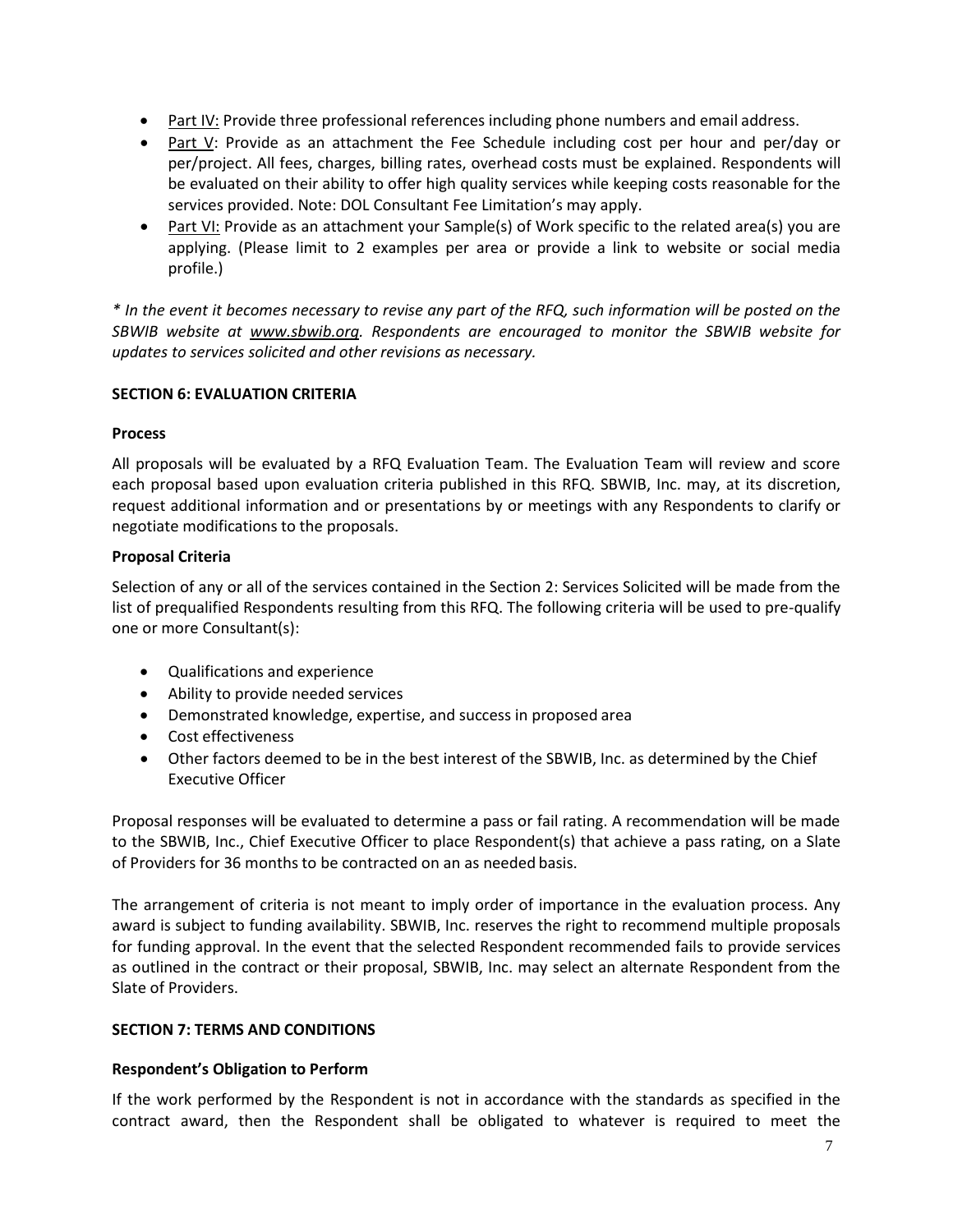- Part IV: Provide three professional references including phone numbers and email address.
- Part V: Provide as an attachment the Fee Schedule including cost per hour and per/day or per/project. All fees, charges, billing rates, overhead costs must be explained. Respondents will be evaluated on their ability to offer high quality services while keeping costs reasonable for the services provided. Note: DOL Consultant Fee Limitation's may apply.
- Part VI: Provide as an attachment your Sample(s) of Work specific to the related area(s) you are applying. (Please limit to 2 examples per area or provide a link to website or social media profile.)

*\* In the event it becomes necessary to revise any part of the RFQ, such information will be posted on the SBWIB website at www.sbwib.org. Respondents are encouraged to monitor the SBWIB website for updates to services solicited and other revisions as necessary.*

## SECTION 6: EVALUATION CRITERIA

### Process

All proposals will be evaluated by a RFQ Evaluation Team. The Evaluation Team will review and score each proposal based upon evaluation criteria published in this RFQ. SBWIB, Inc. may, at its discretion, request additional information and or presentations by or meetings with any Respondents to clarify or negotiate modifications to the proposals.

### Proposal Criteria

Selection of any or all of the services contained in the Section 2: Services Solicited will be made from the list of prequalified Respondents resulting from this RFQ. The following criteria will be used to pre-qualify one or more Consultant(s):

- Qualifications and experience
- Ability to provide needed services
- Demonstrated knowledge, expertise, and success in proposed area
- Cost effectiveness
- Other factors deemed to be in the best interest of the SBWIB, Inc. as determined by the Chief Executive Officer

Proposal responses will be evaluated to determine a pass or fail rating. A recommendation will be made to the SBWIB, Inc., Chief Executive Officer to place Respondent(s) that achieve a pass rating, on a Slate of Providers for 36 months to be contracted on an as needed basis.

The arrangement of criteria is not meant to imply order of importance in the evaluation process. Any award is subject to funding availability. SBWIB, Inc. reserves the right to recommend multiple proposals for funding approval. In the event that the selected Respondent recommended fails to provide services as outlined in the contract or their proposal, SBWIB, Inc. may select an alternate Respondent from the Slate of Providers.

## SECTION 7: TERMS AND CONDITIONS

### Respondent's Obligation to Perform

If the work performed by the Respondent is not in accordance with the standards as specified in the contract award, then the Respondent shall be obligated to whatever is required to meet the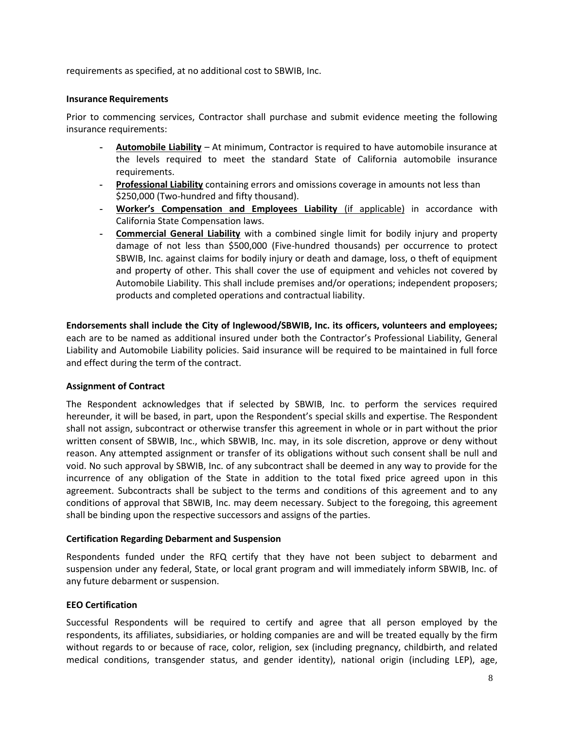requirements as specified, at no additional cost to SBWIB, Inc.

**Insurance Requirements**

Prior to commencing services, Contractor shall purchase and submit evidence meeting the following insurance requirements:

- **Automobile Liability** – At minimum, Contractor is required to have automobile insurance at the levels required to meet the standard State of California automobile insurance requirements.
- **Professional Liability** containing errors and omissions coverage in amounts not less than $250,000 (Two-hundred and fifty thousand).
- **Worker's Compensation and Employees Liability** (if applicable) in accordance with California State Compensation laws.
- **Commercial General Liability** with a combined single limit for bodily injury and property damage of not less than $500,000 (Five-hundred thousands) per occurrence to protect SBWIB, Inc. against claims for bodily injury or death and damage, loss, o theft of equipment and property of other. This shall cover the use of equipment and vehicles not covered by Automobile Liability. This shall include premises and/or operations; independent proposers; products and completed operations and contractual liability.

**Endorsements shall include the City of Inglewood/SBWIB, Inc. its officers, volunteers and employees;** each are to be named as additional insured under both the Contractor's Professional Liability, General Liability and Automobile Liability policies. Said insurance will be required to be maintained in full force and effect during the term of the contract.

**Assignment of Contract**

The Respondent acknowledges that if selected by SBWIB, Inc. to perform the services required hereunder, it will be based, in part, upon the Respondent's special skills and expertise. The Respondent shall not assign, subcontract or otherwise transfer this agreement in whole or in part without the prior written consent of SBWIB, Inc., which SBWIB, Inc. may, in its sole discretion, approve or deny without reason. Any attempted assignment or transfer of its obligations without such consent shall be null and void. No such approval by SBWIB, Inc. of any subcontract shall be deemed in any way to provide for the incurrence of any obligation of the State in addition to the total fixed price agreed upon in this agreement. Subcontracts shall be subject to the terms and conditions of this agreement and to any conditions of approval that SBWIB, Inc. may deem necessary. Subject to the foregoing, this agreement shall be binding upon the respective successors and assigns of the parties.

**Certification Regarding Debarment and Suspension**

Respondents funded under the RFQ certify that they have not been subject to debarment and suspension under any federal, State, or local grant program and will immediately inform SBWIB, Inc. of any future debarment or suspension.

**EEO Certification**

Successful Respondents will be required to certify and agree that all person employed by the respondents, its affiliates, subsidiaries, or holding companies are and will be treated equally by the firm without regards to or because of race, color, religion, sex (including pregnancy, childbirth, and related medical conditions, transgender status, and gender identity), national origin (including LEP), age,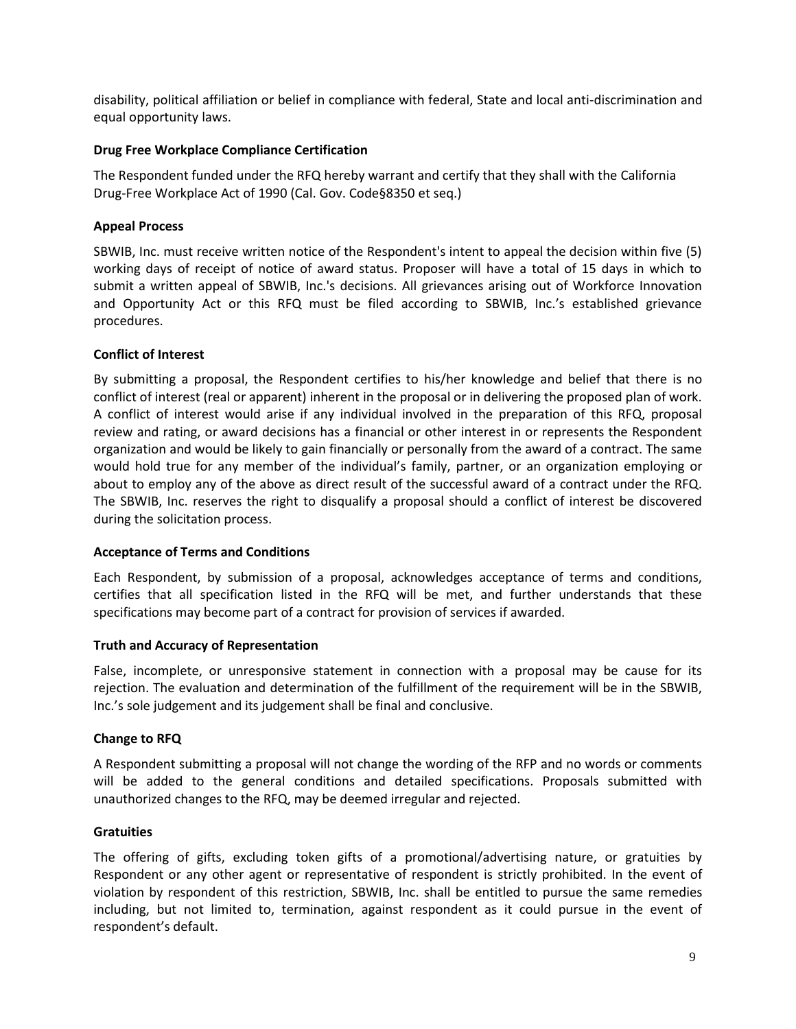disability, political affiliation or belief in compliance with federal, State and local anti-discrimination and equal opportunity laws.

**Drug Free Workplace Compliance Certification**

The Respondent funded under the RFQ hereby warrant and certify that they shall with the California Drug-Free Workplace Act of 1990 (Cal. Gov. Code§8350 et seq.)

**Appeal Process**

SBWIB, Inc. must receive written notice of the Respondent's intent to appeal the decision within five (5) working days of receipt of notice of award status. Proposer will have a total of 15 days in which to submit a written appeal of SBWIB, Inc.'s decisions. All grievances arising out of Workforce Innovation and Opportunity Act or this RFQ must be filed according to SBWIB, Inc.'s established grievance procedures.

**Conflict of Interest**

By submitting a proposal, the Respondent certifies to his/her knowledge and belief that there is no conflict of interest (real or apparent) inherent in the proposal or in delivering the proposed plan of work. A conflict of interest would arise if any individual involved in the preparation of this RFQ, proposal review and rating, or award decisions has a financial or other interest in or represents the Respondent organization and would be likely to gain financially or personally from the award of a contract. The same would hold true for any member of the individual's family, partner, or an organization employing or about to employ any of the above as direct result of the successful award of a contract under the RFQ. The SBWIB, Inc. reserves the right to disqualify a proposal should a conflict of interest be discovered during the solicitation process.

**Acceptance of Terms and Conditions**

Each Respondent, by submission of a proposal, acknowledges acceptance of terms and conditions, certifies that all specification listed in the RFQ will be met, and further understands that these specifications may become part of a contract for provision of services if awarded.

**Truth and Accuracy of Representation**

False, incomplete, or unresponsive statement in connection with a proposal may be cause for its rejection. The evaluation and determination of the fulfillment of the requirement will be in the SBWIB, Inc.'s sole judgement and its judgement shall be final and conclusive.

**Change to RFQ**

A Respondent submitting a proposal will not change the wording of the RFP and no words or comments will be added to the general conditions and detailed specifications. Proposals submitted with unauthorized changes to the RFQ, may be deemed irregular and rejected.

**Gratuities**

The offering of gifts, excluding token gifts of a promotional/advertising nature, or gratuities by Respondent or any other agent or representative of respondent is strictly prohibited. In the event of violation by respondent of this restriction, SBWIB, Inc. shall be entitled to pursue the same remedies including, but not limited to, termination, against respondent as it could pursue in the event of respondent's default.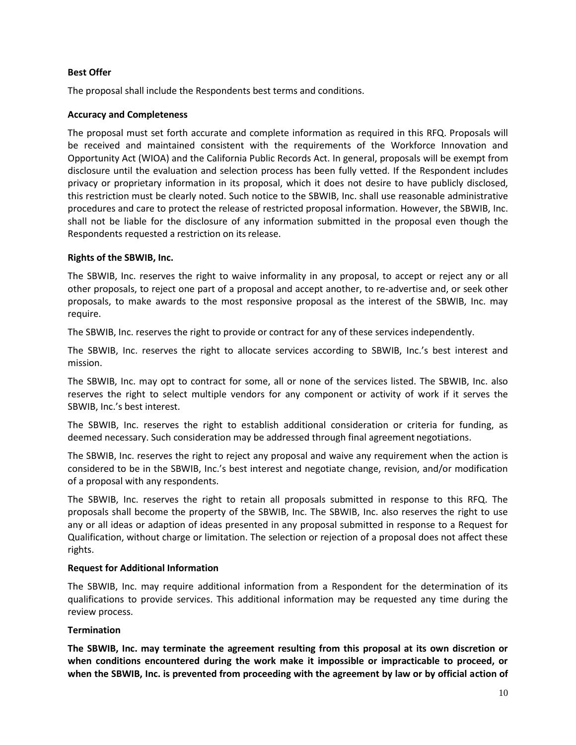**Best Offer**

The proposal shall include the Respondents best terms and conditions.

**Accuracy and Completeness**

The proposal must set forth accurate and complete information as required in this RFQ. Proposals will be received and maintained consistent with the requirements of the Workforce Innovation and Opportunity Act (WIOA) and the California Public Records Act. In general, proposals will be exempt from disclosure until the evaluation and selection process has been fully vetted. If the Respondent includes privacy or proprietary information in its proposal, which it does not desire to have publicly disclosed, this restriction must be clearly noted. Such notice to the SBWIB, Inc. shall use reasonable administrative procedures and care to protect the release of restricted proposal information. However, the SBWIB, Inc. shall not be liable for the disclosure of any information submitted in the proposal even though the Respondents requested a restriction on its release.

**Rights of the SBWIB, Inc.**

The SBWIB, Inc. reserves the right to waive informality in any proposal, to accept or reject any or all other proposals, to reject one part of a proposal and accept another, to re-advertise and, or seek other proposals, to make awards to the most responsive proposal as the interest of the SBWIB, Inc. may require.

The SBWIB, Inc. reserves the right to provide or contract for any of these services independently.

The SBWIB, Inc. reserves the right to allocate services according to SBWIB, Inc.'s best interest and mission.

The SBWIB, Inc. may opt to contract for some, all or none of the services listed. The SBWIB, Inc. also reserves the right to select multiple vendors for any component or activity of work if it serves the SBWIB, Inc.'s best interest.

The SBWIB, Inc. reserves the right to establish additional consideration or criteria for funding, as deemed necessary. Such consideration may be addressed through final agreement negotiations.

The SBWIB, Inc. reserves the right to reject any proposal and waive any requirement when the action is considered to be in the SBWIB, Inc.'s best interest and negotiate change, revision, and/or modification of a proposal with any respondents.

The SBWIB, Inc. reserves the right to retain all proposals submitted in response to this RFQ. The proposals shall become the property of the SBWIB, Inc. The SBWIB, Inc. also reserves the right to use any or all ideas or adaption of ideas presented in any proposal submitted in response to a Request for Qualification, without charge or limitation. The selection or rejection of a proposal does not affect these rights.

**Request for Additional Information**

The SBWIB, Inc. may require additional information from a Respondent for the determination of its qualifications to provide services. This additional information may be requested any time during the review process.

**Termination**

**The SBWIB, Inc. may terminate the agreement resulting from this proposal at its own discretion or when conditions encountered during the work make it impossible or impracticable to proceed, or when the SBWIB, Inc. is prevented from proceeding with the agreement by law or by official action of**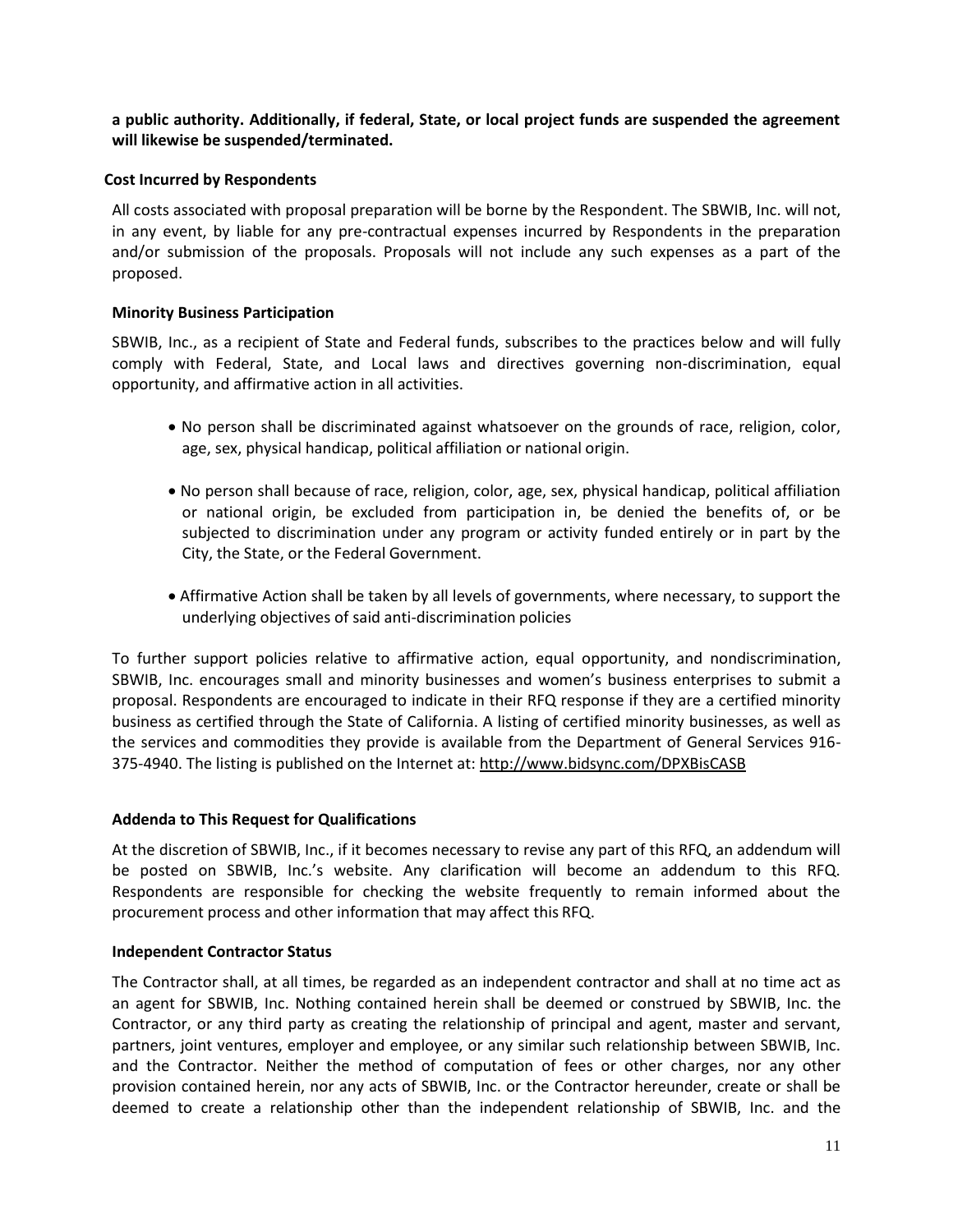**a public authority. Additionally, if federal, State, or local project funds are suspended the agreement will likewise be suspended/terminated.**

**Cost Incurred by Respondents**

All costs associated with proposal preparation will be borne by the Respondent. The SBWIB, Inc. will not, in any event, by liable for any pre-contractual expenses incurred by Respondents in the preparation and/or submission of the proposals. Proposals will not include any such expenses as a part of the proposed.

**Minority Business Participation**

SBWIB, Inc., as a recipient of State and Federal funds, subscribes to the practices below and will fully comply with Federal, State, and Local laws and directives governing non-discrimination, equal opportunity, and affirmative action in all activities.

- No person shall be discriminated against whatsoever on the grounds of race, religion, color, age, sex, physical handicap, political affiliation or national origin.
- No person shall because of race, religion, color, age, sex, physical handicap, political affiliation or national origin, be excluded from participation in, be denied the benefits of, or be subjected to discrimination under any program or activity funded entirely or in part by the City, the State, or the Federal Government.
- Affirmative Action shall be taken by all levels of governments, where necessary, to support the underlying objectives of said anti-discrimination policies

To further support policies relative to affirmative action, equal opportunity, and nondiscrimination, SBWIB, Inc. encourages small and minority businesses and women's business enterprises to submit a proposal. Respondents are encouraged to indicate in their RFQ response if they are a certified minority business as certified through the State of California. A listing of certified minority businesses, as well as the services and commodities they provide is available from the Department of General Services 916-375-4940. The listing is published on the Internet at: http://www.bidsync.com/DPXBisCASB

**Addenda to This Request for Qualifications**

At the discretion of SBWIB, Inc., if it becomes necessary to revise any part of this RFQ, an addendum will be posted on SBWIB, Inc.'s website. Any clarification will become an addendum to this RFQ. Respondents are responsible for checking the website frequently to remain informed about the procurement process and other information that may affect this RFQ.

**Independent Contractor Status**

The Contractor shall, at all times, be regarded as an independent contractor and shall at no time act as an agent for SBWIB, Inc. Nothing contained herein shall be deemed or construed by SBWIB, Inc. the Contractor, or any third party as creating the relationship of principal and agent, master and servant, partners, joint ventures, employer and employee, or any similar such relationship between SBWIB, Inc. and the Contractor. Neither the method of computation of fees or other charges, nor any other provision contained herein, nor any acts of SBWIB, Inc. or the Contractor hereunder, create or shall be deemed to create a relationship other than the independent relationship of SBWIB, Inc. and the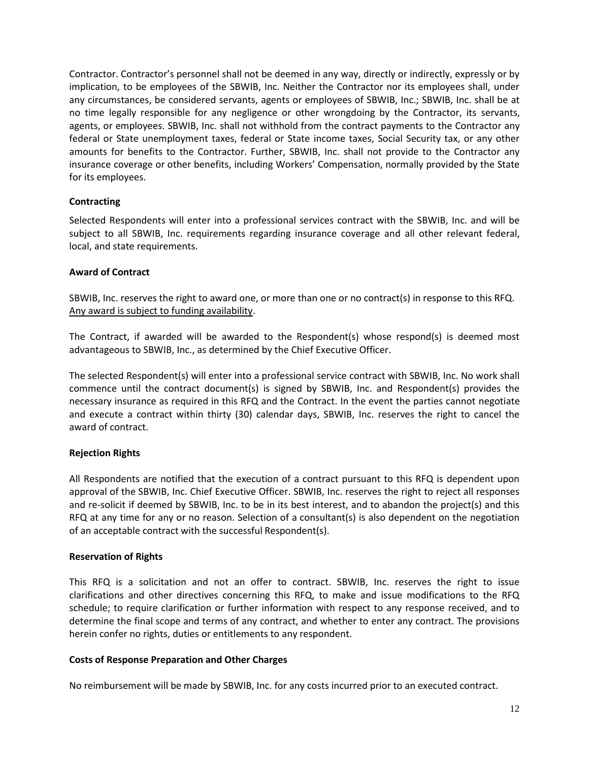Contractor. Contractor's personnel shall not be deemed in any way, directly or indirectly, expressly or by implication, to be employees of the SBWIB, Inc. Neither the Contractor nor its employees shall, under any circumstances, be considered servants, agents or employees of SBWIB, Inc.; SBWIB, Inc. shall be at no time legally responsible for any negligence or other wrongdoing by the Contractor, its servants, agents, or employees. SBWIB, Inc. shall not withhold from the contract payments to the Contractor any federal or State unemployment taxes, federal or State income taxes, Social Security tax, or any other amounts for benefits to the Contractor. Further, SBWIB, Inc. shall not provide to the Contractor any insurance coverage or other benefits, including Workers' Compensation, normally provided by the State for its employees.

**Contracting**

Selected Respondents will enter into a professional services contract with the SBWIB, Inc. and will be subject to all SBWIB, Inc. requirements regarding insurance coverage and all other relevant federal, local, and state requirements.

**Award of Contract**

SBWIB, Inc. reserves the right to award one, or more than one or no contract(s) in response to this RFQ. Any award is subject to funding availability.

The Contract, if awarded will be awarded to the Respondent(s) whose respond(s) is deemed most advantageous to SBWIB, Inc., as determined by the Chief Executive Officer.

The selected Respondent(s) will enter into a professional service contract with SBWIB, Inc. No work shall commence until the contract document(s) is signed by SBWIB, Inc. and Respondent(s) provides the necessary insurance as required in this RFQ and the Contract. In the event the parties cannot negotiate and execute a contract within thirty (30) calendar days, SBWIB, Inc. reserves the right to cancel the award of contract.

**Rejection Rights**

All Respondents are notified that the execution of a contract pursuant to this RFQ is dependent upon approval of the SBWIB, Inc. Chief Executive Officer. SBWIB, Inc. reserves the right to reject all responses and re-solicit if deemed by SBWIB, Inc. to be in its best interest, and to abandon the project(s) and this RFQ at any time for any or no reason. Selection of a consultant(s) is also dependent on the negotiation of an acceptable contract with the successful Respondent(s).

**Reservation of Rights**

This RFQ is a solicitation and not an offer to contract. SBWIB, Inc. reserves the right to issue clarifications and other directives concerning this RFQ, to make and issue modifications to the RFQ schedule; to require clarification or further information with respect to any response received, and to determine the final scope and terms of any contract, and whether to enter any contract. The provisions herein confer no rights, duties or entitlements to any respondent.

**Costs of Response Preparation and Other Charges**

No reimbursement will be made by SBWIB, Inc. for any costs incurred prior to an executed contract.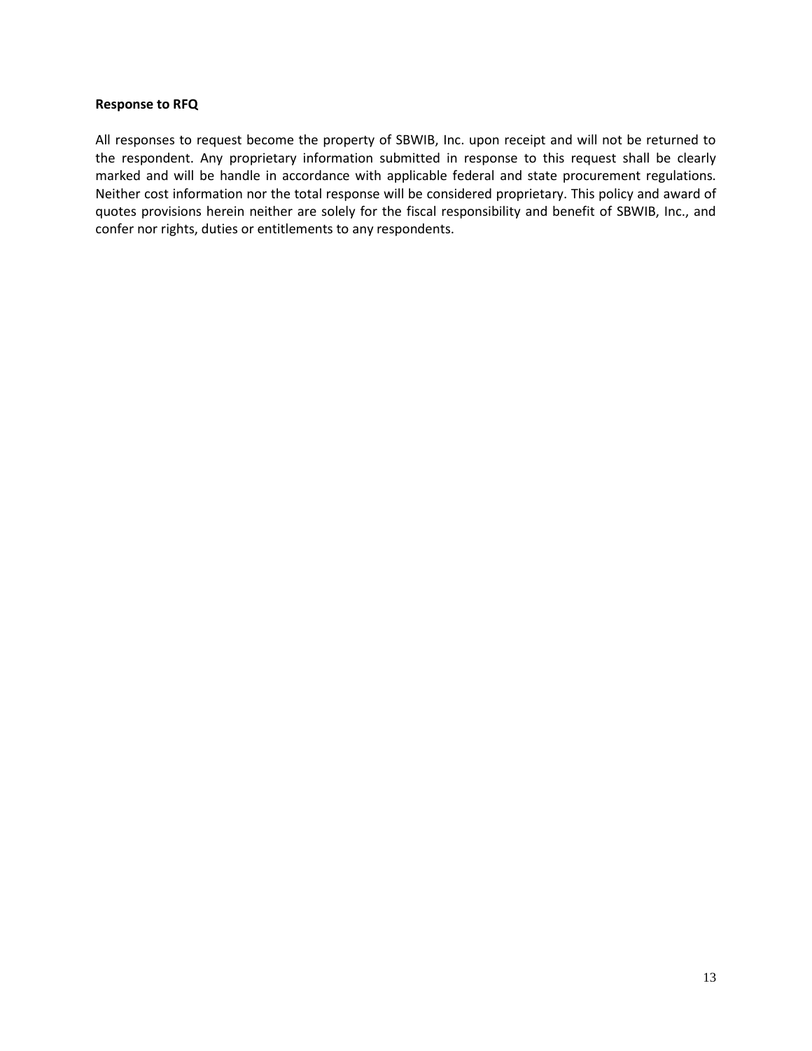**Response to RFQ**

All responses to request become the property of SBWIB, Inc. upon receipt and will not be returned to the respondent. Any proprietary information submitted in response to this request shall be clearly marked and will be handle in accordance with applicable federal and state procurement regulations. Neither cost information nor the total response will be considered proprietary. This policy and award of quotes provisions herein neither are solely for the fiscal responsibility and benefit of SBWIB, Inc., and confer nor rights, duties or entitlements to any respondents.